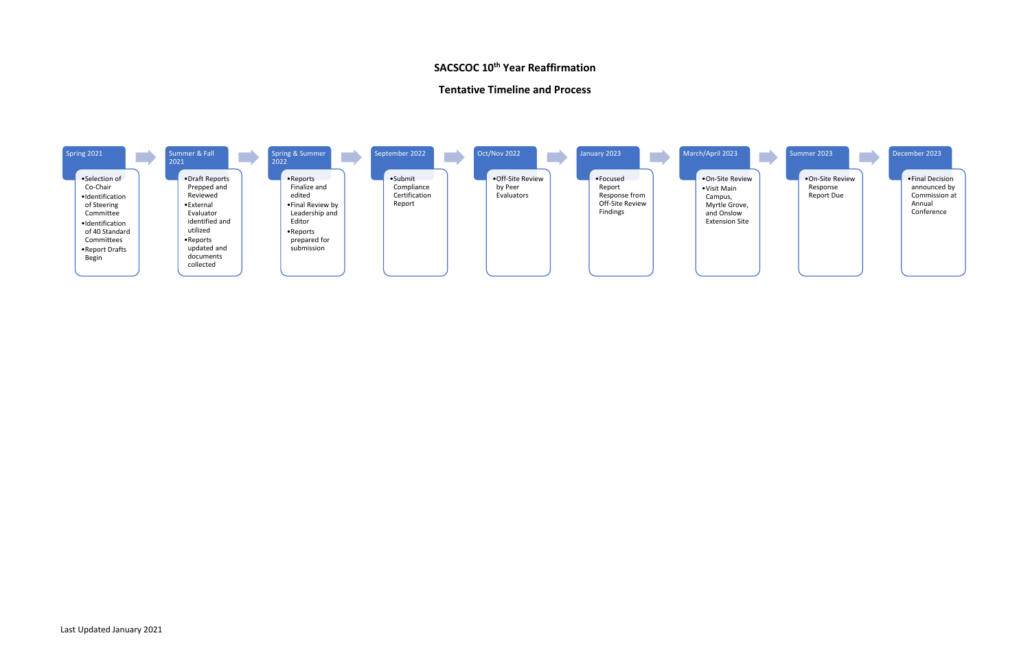# SACSCOC 10th Year Reafﬁrmation

## Tentative Timeline and Process

**Spring 2021**
- Selection of Co-Chair
- Identification of Steering Committee
- Identification of 40 Standard Committees
- Report Drafts Begin

**Summer & Fall 2021**
- Draft Reports Prepped and Reviewed
- External Evaluator identified and utilized
- Reports updated and documents collected

**Spring & Summer 2022**
- Reports Finalize and edited
- Final Review by Leadership and Editor
- Reports prepared for submission

**September 2022**
- Submit Compliance Certification Report

**Oct/Nov 2022**
- Off-Site Review by Peer Evaluators

**January 2023**
- Focused Report Response from Off-Site Review Findings

**March/April 2023**
- On-Site Review
- Visit Main Campus, Myrtle Grove, and Onslow Extension Site

**Summer 2023**
- On-Site Review Response Report Due

**December 2023**
- Final Decision announced by Commission at Annual Conference

Last Updated January 2021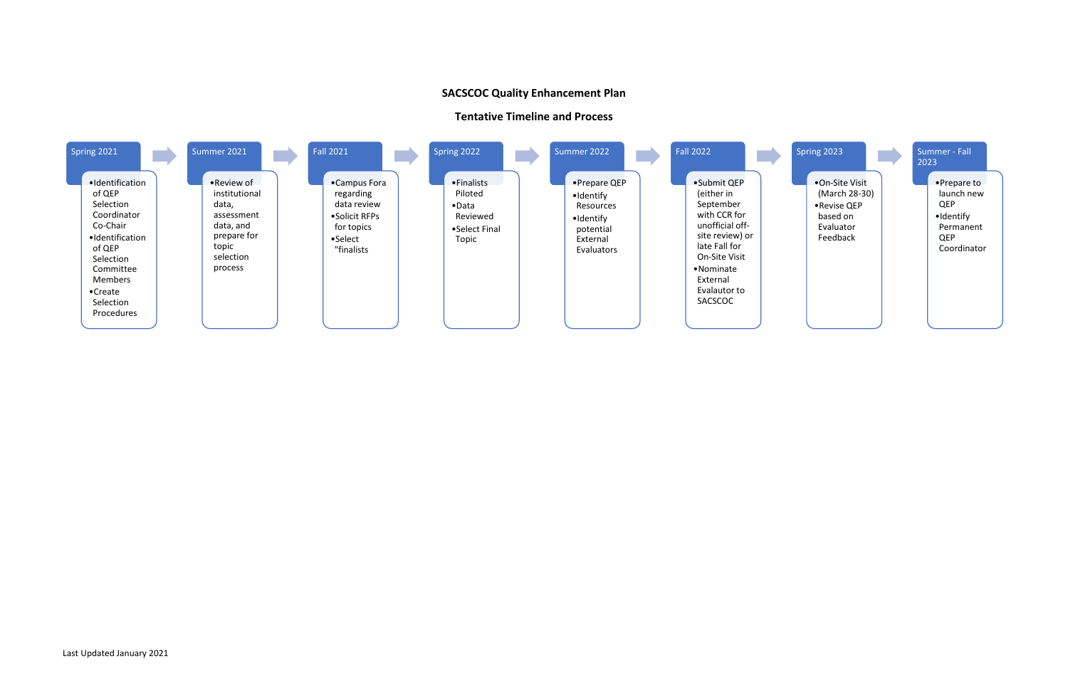**SACSCOC Quality Enhancement Plan**

**Tentative Timeline and Process**

**Spring 2021**

- Identification of QEP Selection Coordinator Co-Chair
- Identification of QEP Selection Committee Members
- Create Selection Procedures

**Summer 2021**

- Review of institutional data, assessment data, and prepare for topic selection process

**Fall 2021**

- Campus Fora regarding data review
- Solicit RFPs for topics
- Select "finalists

**Spring 2022**

- Finalists Piloted
- Data Reviewed
- Select Final Topic

**Summer 2022**

- Prepare QEP
- Identify Resources
- Identify potential External Evaluators

**Fall 2022**

- Submit QEP (either in September with CCR for unofficial off-site review) or late Fall for On-Site Visit
- Nominate External Evalautor to SACSCOC

**Spring 2023**

- On-Site Visit (March 28-30)
- Revise QEP based on Evaluator Feedback

**Summer - Fall 2023**

- Prepare to launch new QEP
- Identify Permanent QEP Coordinator

Last Updated January 2021